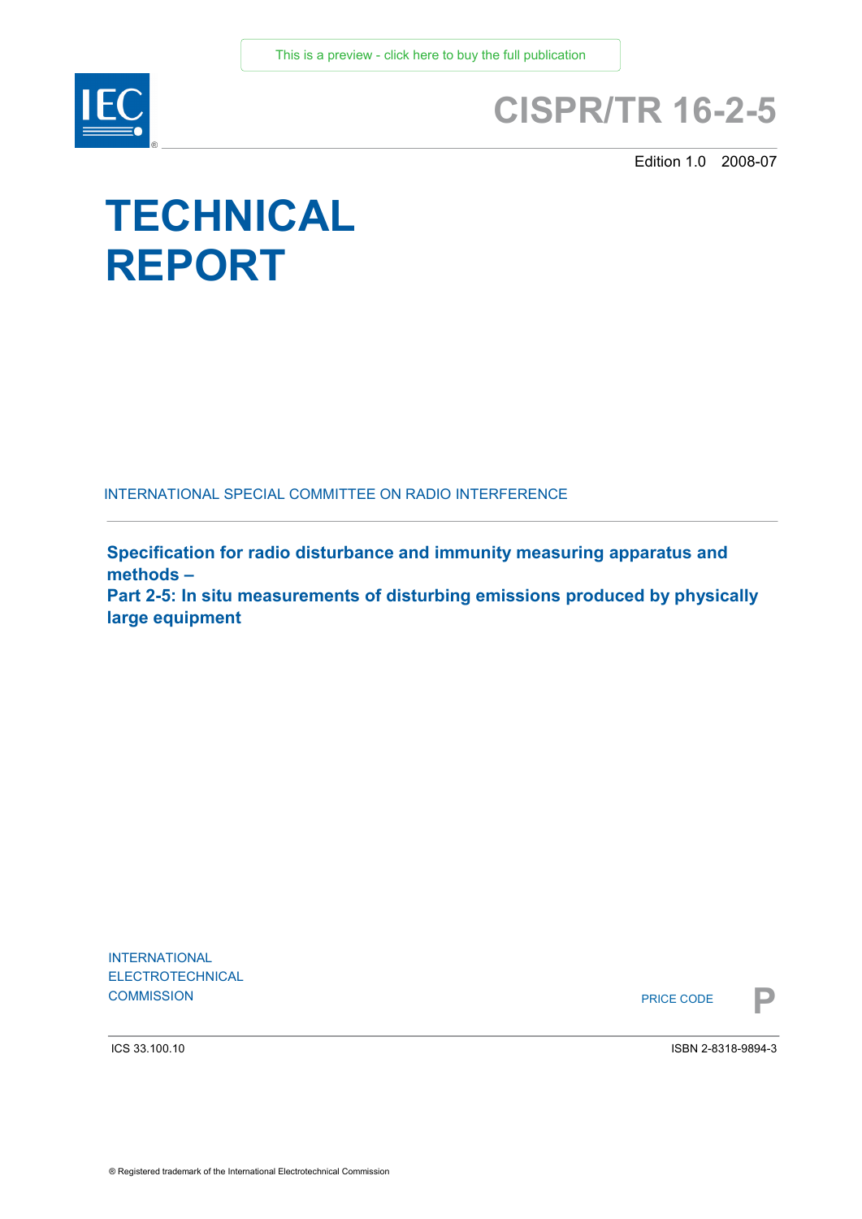This is a preview - click here to buy the full publication

# CISPR/TR 16-2-5

Edition 1.0 2008-07

# TECHNICAL REPORT

INTERNATIONAL SPECIAL COMMITTEE ON RADIO INTERFERENCE

**Specification for radio disturbance and immunity measuring apparatus and methods –**
**Part 2-5: In situ measurements of disturbing emissions produced by physically large equipment**

INTERNATIONAL
ELECTROTECHNICAL
COMMISSION

PRICE CODE **P**

ICS 33.100.10

ISBN 2-8318-9894-3

® Registered trademark of the International Electrotechnical Commission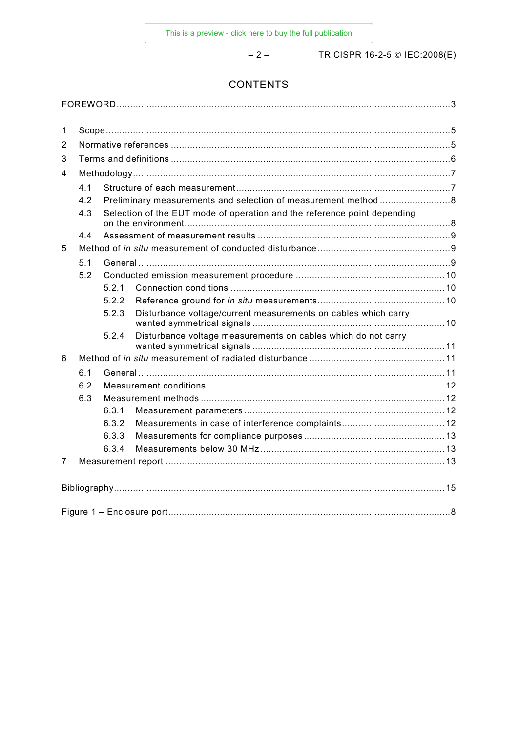# CONTENTS

FOREWORD ... 3

1 Scope ... 5

2 Normative references ... 5

3 Terms and definitions ... 6

4 Methodology ... 7

- 4.1 Structure of each measurement ... 7
- 4.2 Preliminary measurements and selection of measurement method ... 8
- 4.3 Selection of the EUT mode of operation and the reference point depending on the environment ... 8
- 4.4 Assessment of measurement results ... 9

5 Method of *in situ* measurement of conducted disturbance ... 9

- 5.1 General ... 9
- 5.2 Conducted emission measurement procedure ... 10
  - 5.2.1 Connection conditions ... 10
  - 5.2.2 Reference ground for *in situ* measurements ... 10
  - 5.2.3 Disturbance voltage/current measurements on cables which carry wanted symmetrical signals ... 10
  - 5.2.4 Disturbance voltage measurements on cables which do not carry wanted symmetrical signals ... 11

6 Method of *in situ* measurement of radiated disturbance ... 11

- 6.1 General ... 11
- 6.2 Measurement conditions ... 12
- 6.3 Measurement methods ... 12
  - 6.3.1 Measurement parameters ... 12
  - 6.3.2 Measurements in case of interference complaints ... 12
  - 6.3.3 Measurements for compliance purposes ... 13
  - 6.3.4 Measurements below 30 MHz ... 13

7 Measurement report ... 13

Bibliography ... 15

Figure 1 – Enclosure port ... 8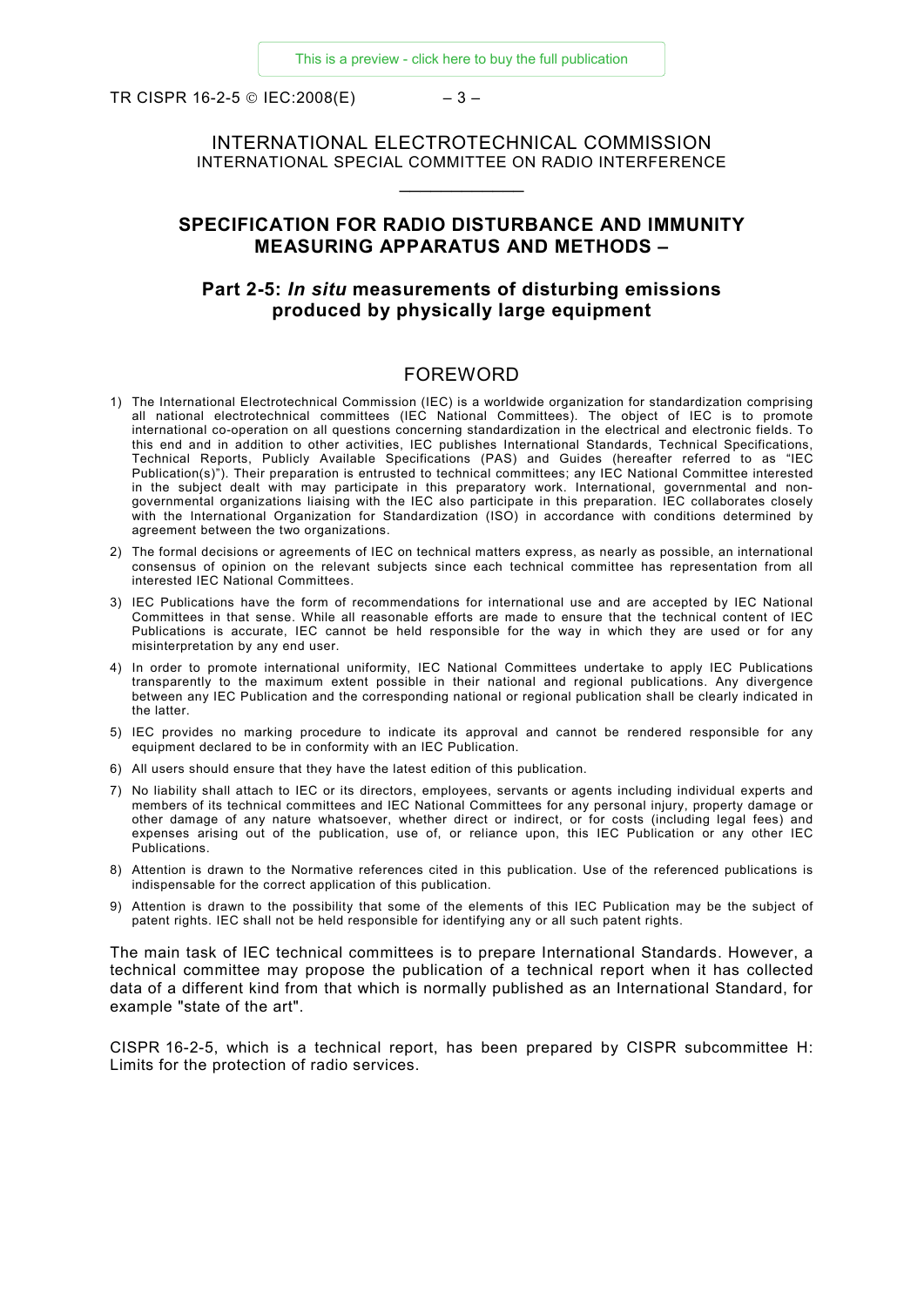INTERNATIONAL ELECTROTECHNICAL COMMISSION
INTERNATIONAL SPECIAL COMMITTEE ON RADIO INTERFERENCE

___________

# SPECIFICATION FOR RADIO DISTURBANCE AND IMMUNITY MEASURING APPARATUS AND METHODS –

## Part 2-5: *In situ* measurements of disturbing emissions produced by physically large equipment

## FOREWORD

1) The International Electrotechnical Commission (IEC) is a worldwide organization for standardization comprising all national electrotechnical committees (IEC National Committees). The object of IEC is to promote international co-operation on all questions concerning standardization in the electrical and electronic fields. To this end and in addition to other activities, IEC publishes International Standards, Technical Specifications, Technical Reports, Publicly Available Specifications (PAS) and Guides (hereafter referred to as "IEC Publication(s)"). Their preparation is entrusted to technical committees; any IEC National Committee interested in the subject dealt with may participate in this preparatory work. International, governmental and non-governmental organizations liaising with the IEC also participate in this preparation. IEC collaborates closely with the International Organization for Standardization (ISO) in accordance with conditions determined by agreement between the two organizations.
2) The formal decisions or agreements of IEC on technical matters express, as nearly as possible, an international consensus of opinion on the relevant subjects since each technical committee has representation from all interested IEC National Committees.
3) IEC Publications have the form of recommendations for international use and are accepted by IEC National Committees in that sense. While all reasonable efforts are made to ensure that the technical content of IEC Publications is accurate, IEC cannot be held responsible for the way in which they are used or for any misinterpretation by any end user.
4) In order to promote international uniformity, IEC National Committees undertake to apply IEC Publications transparently to the maximum extent possible in their national and regional publications. Any divergence between any IEC Publication and the corresponding national or regional publication shall be clearly indicated in the latter.
5) IEC provides no marking procedure to indicate its approval and cannot be rendered responsible for any equipment declared to be in conformity with an IEC Publication.
6) All users should ensure that they have the latest edition of this publication.
7) No liability shall attach to IEC or its directors, employees, servants or agents including individual experts and members of its technical committees and IEC National Committees for any personal injury, property damage or other damage of any nature whatsoever, whether direct or indirect, or for costs (including legal fees) and expenses arising out of the publication, use of, or reliance upon, this IEC Publication or any other IEC Publications.
8) Attention is drawn to the Normative references cited in this publication. Use of the referenced publications is indispensable for the correct application of this publication.
9) Attention is drawn to the possibility that some of the elements of this IEC Publication may be the subject of patent rights. IEC shall not be held responsible for identifying any or all such patent rights.

The main task of IEC technical committees is to prepare International Standards. However, a technical committee may propose the publication of a technical report when it has collected data of a different kind from that which is normally published as an International Standard, for example "state of the art".

CISPR 16-2-5, which is a technical report, has been prepared by CISPR subcommittee H: Limits for the protection of radio services.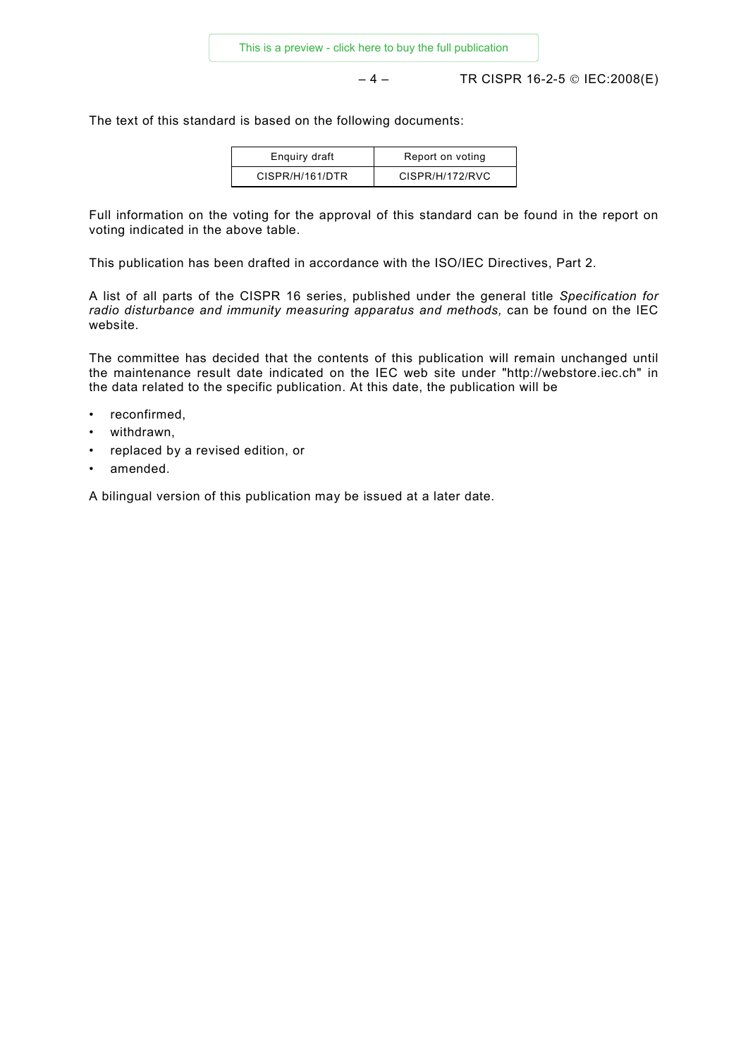The text of this standard is based on the following documents:

| Enquiry draft | Report on voting |
| --- | --- |
| CISPR/H/161/DTR | CISPR/H/172/RVC |

Full information on the voting for the approval of this standard can be found in the report on voting indicated in the above table.

This publication has been drafted in accordance with the ISO/IEC Directives, Part 2.

A list of all parts of the CISPR 16 series, published under the general title *Specification for radio disturbance and immunity measuring apparatus and methods,* can be found on the IEC website.

The committee has decided that the contents of this publication will remain unchanged until the maintenance result date indicated on the IEC web site under "http://webstore.iec.ch" in the data related to the specific publication. At this date, the publication will be

- reconfirmed,
- withdrawn,
- replaced by a revised edition, or
- amended.

A bilingual version of this publication may be issued at a later date.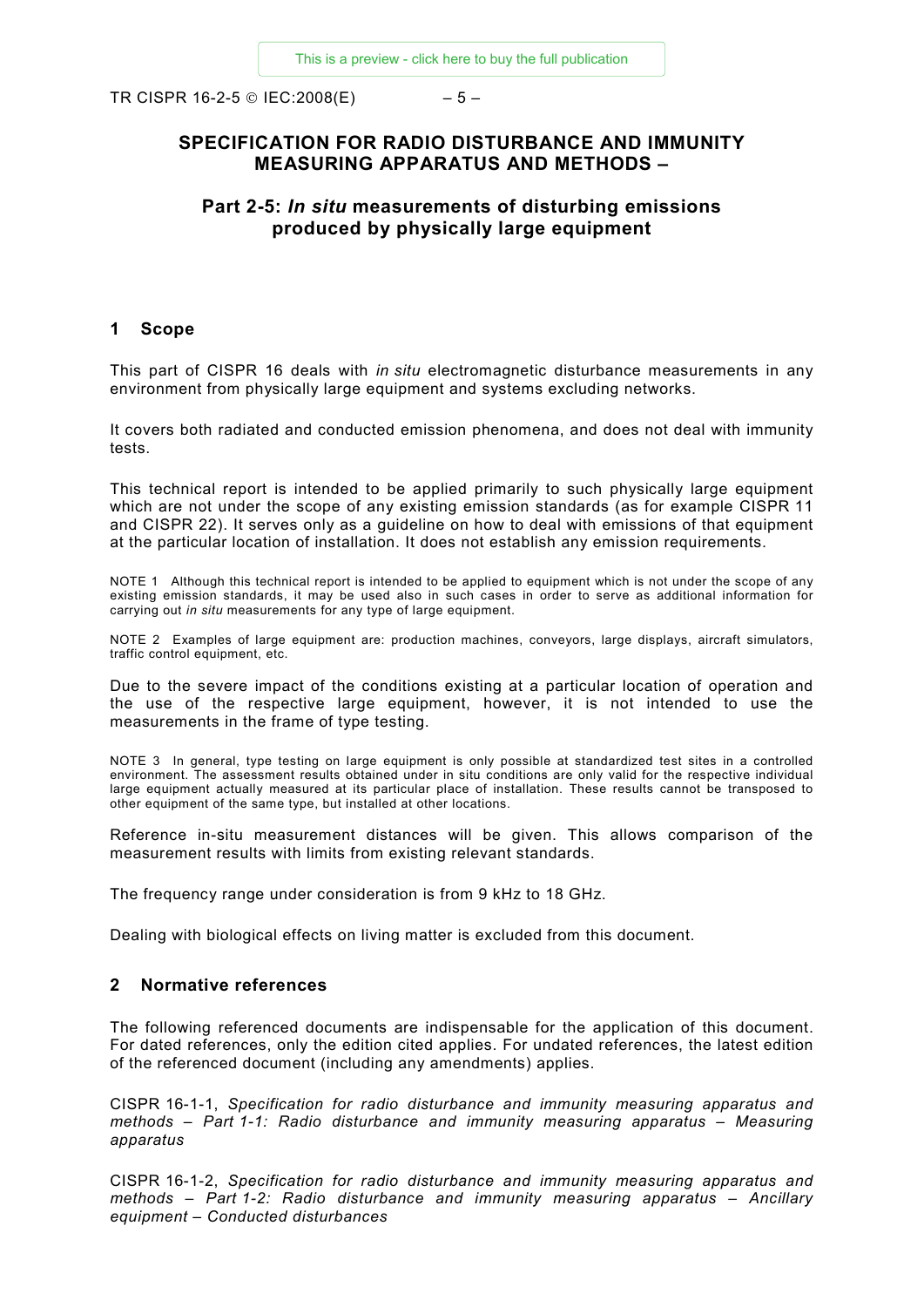# SPECIFICATION FOR RADIO DISTURBANCE AND IMMUNITY MEASURING APPARATUS AND METHODS –

## Part 2-5: *In situ* measurements of disturbing emissions produced by physically large equipment

## 1 Scope

This part of CISPR 16 deals with *in situ* electromagnetic disturbance measurements in any environment from physically large equipment and systems excluding networks.

It covers both radiated and conducted emission phenomena, and does not deal with immunity tests.

This technical report is intended to be applied primarily to such physically large equipment which are not under the scope of any existing emission standards (as for example CISPR 11 and CISPR 22). It serves only as a guideline on how to deal with emissions of that equipment at the particular location of installation. It does not establish any emission requirements.

NOTE 1 Although this technical report is intended to be applied to equipment which is not under the scope of any existing emission standards, it may be used also in such cases in order to serve as additional information for carrying out *in situ* measurements for any type of large equipment.

NOTE 2 Examples of large equipment are: production machines, conveyors, large displays, aircraft simulators, traffic control equipment, etc.

Due to the severe impact of the conditions existing at a particular location of operation and the use of the respective large equipment, however, it is not intended to use the measurements in the frame of type testing.

NOTE 3 In general, type testing on large equipment is only possible at standardized test sites in a controlled environment. The assessment results obtained under in situ conditions are only valid for the respective individual large equipment actually measured at its particular place of installation. These results cannot be transposed to other equipment of the same type, but installed at other locations.

Reference in-situ measurement distances will be given. This allows comparison of the measurement results with limits from existing relevant standards.

The frequency range under consideration is from 9 kHz to 18 GHz.

Dealing with biological effects on living matter is excluded from this document.

## 2 Normative references

The following referenced documents are indispensable for the application of this document. For dated references, only the edition cited applies. For undated references, the latest edition of the referenced document (including any amendments) applies.

CISPR 16-1-1, *Specification for radio disturbance and immunity measuring apparatus and methods – Part 1-1: Radio disturbance and immunity measuring apparatus – Measuring apparatus*

CISPR 16-1-2, *Specification for radio disturbance and immunity measuring apparatus and methods – Part 1-2: Radio disturbance and immunity measuring apparatus – Ancillary equipment – Conducted disturbances*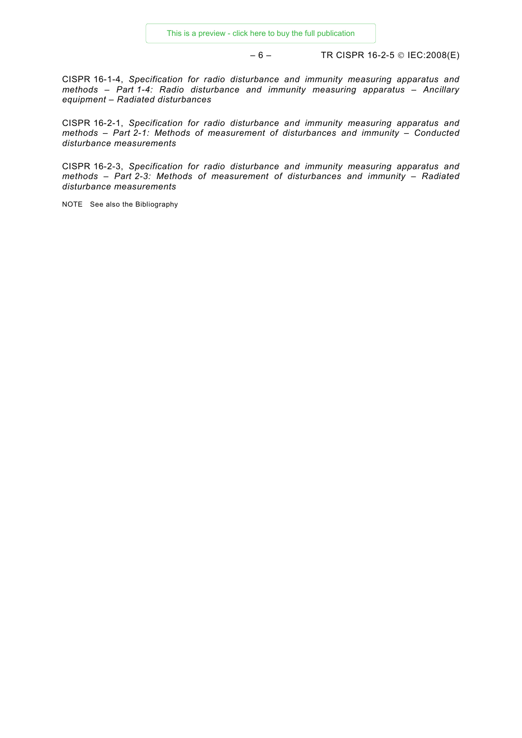CISPR 16-1-4, *Specification for radio disturbance and immunity measuring apparatus and methods – Part 1-4: Radio disturbance and immunity measuring apparatus – Ancillary equipment – Radiated disturbances*

CISPR 16-2-1, *Specification for radio disturbance and immunity measuring apparatus and methods – Part 2-1: Methods of measurement of disturbances and immunity – Conducted disturbance measurements*

CISPR 16-2-3, *Specification for radio disturbance and immunity measuring apparatus and methods – Part 2-3: Methods of measurement of disturbances and immunity – Radiated disturbance measurements*

NOTE See also the Bibliography